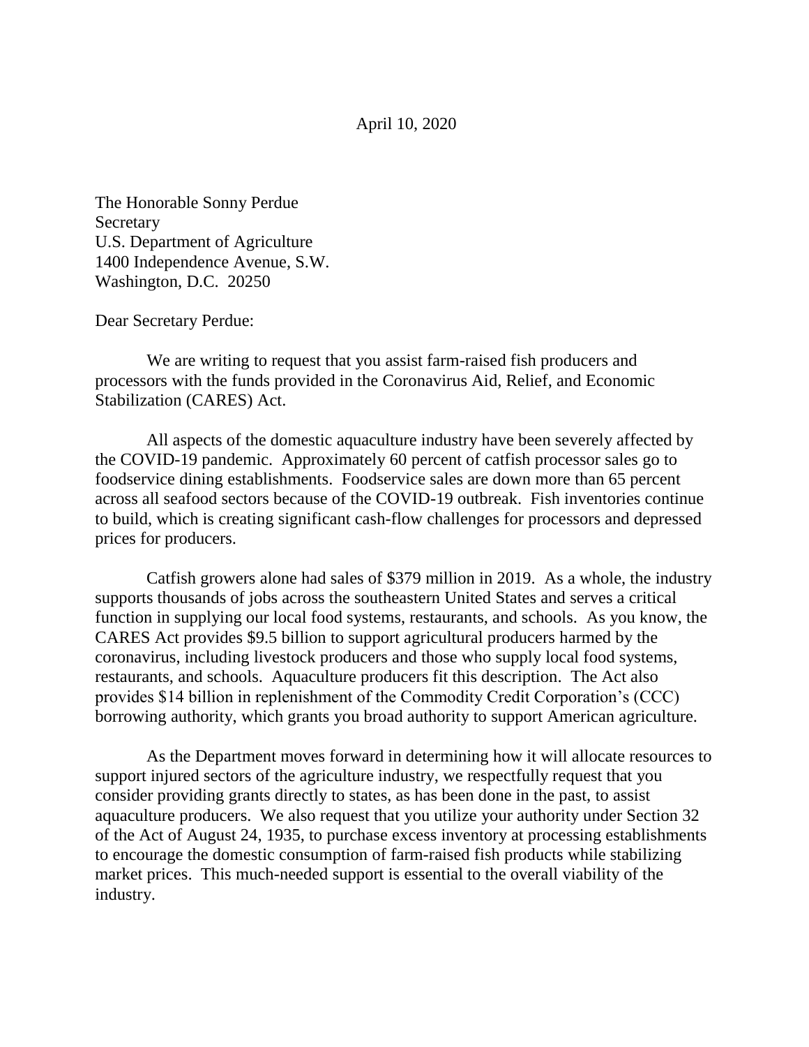April 10, 2020

The Honorable Sonny Perdue
Secretary
U.S. Department of Agriculture
1400 Independence Avenue, S.W.
Washington, D.C. 20250

Dear Secretary Perdue:

We are writing to request that you assist farm-raised fish producers and processors with the funds provided in the Coronavirus Aid, Relief, and Economic Stabilization (CARES) Act.

All aspects of the domestic aquaculture industry have been severely affected by the COVID-19 pandemic. Approximately 60 percent of catfish processor sales go to foodservice dining establishments. Foodservice sales are down more than 65 percent across all seafood sectors because of the COVID-19 outbreak. Fish inventories continue to build, which is creating significant cash-flow challenges for processors and depressed prices for producers.

Catfish growers alone had sales of $379 million in 2019. As a whole, the industry supports thousands of jobs across the southeastern United States and serves a critical function in supplying our local food systems, restaurants, and schools. As you know, the CARES Act provides $9.5 billion to support agricultural producers harmed by the coronavirus, including livestock producers and those who supply local food systems, restaurants, and schools. Aquaculture producers fit this description. The Act also provides $14 billion in replenishment of the Commodity Credit Corporation's (CCC) borrowing authority, which grants you broad authority to support American agriculture.

As the Department moves forward in determining how it will allocate resources to support injured sectors of the agriculture industry, we respectfully request that you consider providing grants directly to states, as has been done in the past, to assist aquaculture producers. We also request that you utilize your authority under Section 32 of the Act of August 24, 1935, to purchase excess inventory at processing establishments to encourage the domestic consumption of farm-raised fish products while stabilizing market prices. This much-needed support is essential to the overall viability of the industry.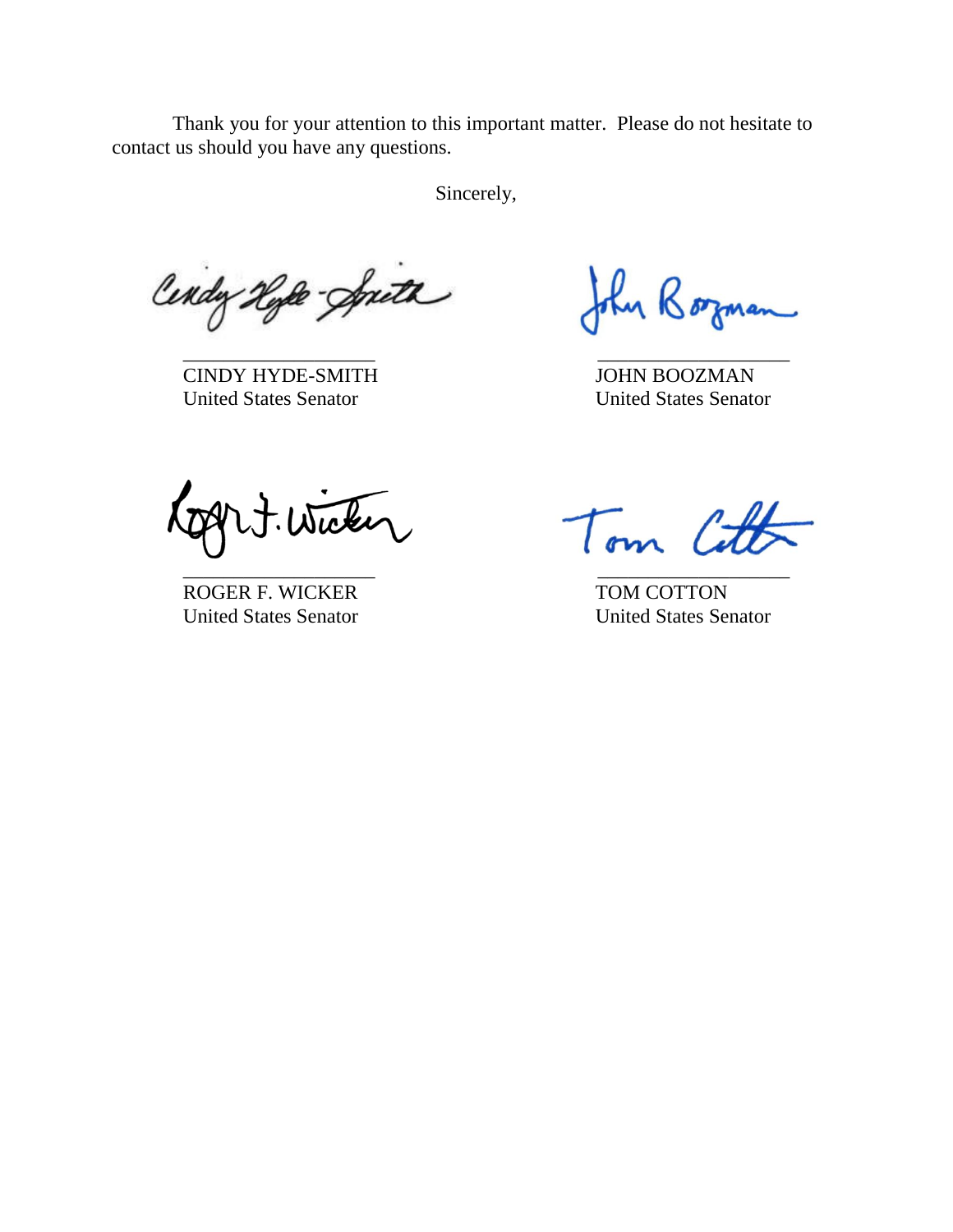Thank you for your attention to this important matter. Please do not hesitate to contact us should you have any questions.

Sincerely,

CINDY HYDE-SMITH
United States Senator

JOHN BOOZMAN
United States Senator

ROGER F. WICKER
United States Senator

TOM COTTON
United States Senator